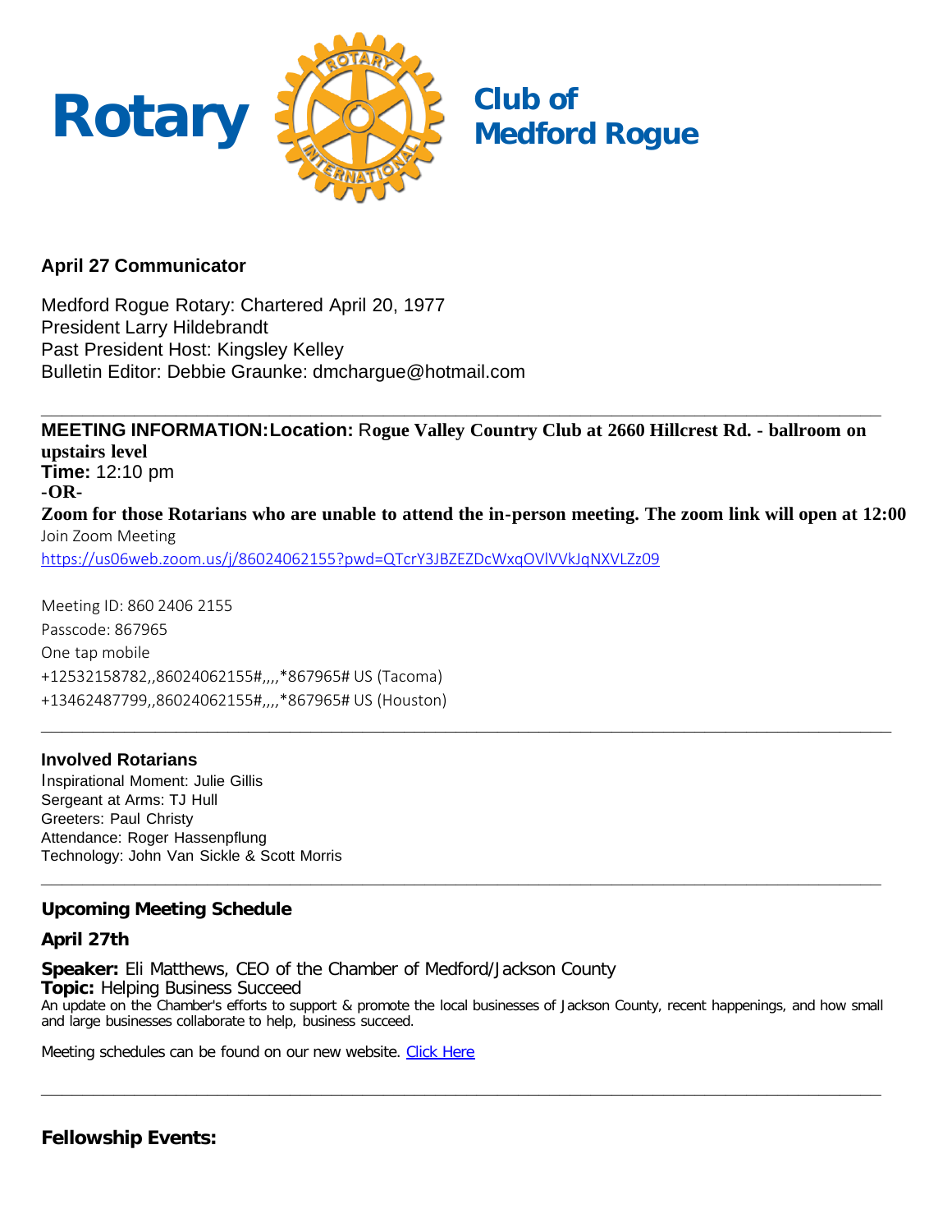# Rotary Club of Medford Rogue

**April 27 Communicator**

Medford Rogue Rotary: Chartered April 20, 1977
President Larry Hildebrandt
Past President Host: Kingsley Kelley
Bulletin Editor: Debbie Graunke: dmchargue@hotmail.com

---

**MEETING INFORMATION:Location:** **Rogue Valley Country Club at 2660 Hillcrest Rd. - ballroom on upstairs level**
**Time:** 12:10 pm
**-OR-**
**Zoom for those Rotarians who are unable to attend the in-person meeting. The zoom link will open at 12:00**
Join Zoom Meeting
https://us06web.zoom.us/j/86024062155?pwd=QTcrY3JBZEZDcWxqOVlVVkJqNXVLZz09

Meeting ID: 860 2406 2155
Passcode: 867965
One tap mobile
+12532158782,,86024062155#,,,,*867965# US (Tacoma)
+13462487799,,86024062155#,,,,*867965# US (Houston)

---

### Involved Rotarians

Inspirational Moment: Julie Gillis
Sergeant at Arms: TJ Hull
Greeters: Paul Christy
Attendance: Roger Hassenpflung
Technology: John Van Sickle & Scott Morris

---

### Upcoming Meeting Schedule

**April 27th**

**Speaker:** Eli Matthews, CEO of the Chamber of Medford/Jackson County
**Topic:** Helping Business Succeed
An update on the Chamber's efforts to support & promote the local businesses of Jackson County, recent happenings, and how small and large businesses collaborate to help, business succeed.

Meeting schedules can be found on our new website. Click Here

---

### Fellowship Events: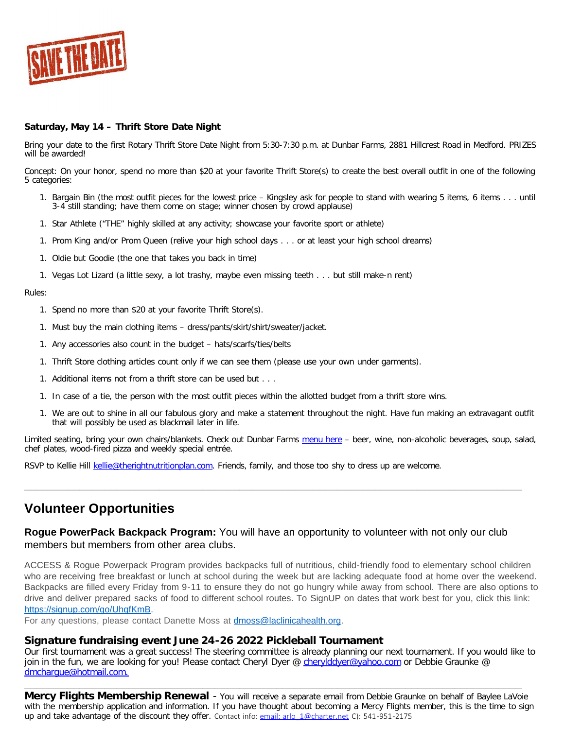SAVE THE DATE

**Saturday, May 14 – Thrift Store Date Night**

Bring your date to the first Rotary Thrift Store Date Night from 5:30-7:30 p.m. at Dunbar Farms, 2881 Hillcrest Road in Medford. PRIZES will be awarded!

Concept: On your honor, spend no more than $20 at your favorite Thrift Store(s) to create the best overall outfit in one of the following 5 categories:

1. Bargain Bin (the most outfit pieces for the lowest price – Kingsley ask for people to stand with wearing 5 items, 6 items . . . until 3-4 still standing; have them come on stage; winner chosen by crowd applause)
1. Star Athlete ("THE" highly skilled at any activity; showcase your favorite sport or athlete)
1. Prom King and/or Prom Queen (relive your high school days . . . or at least your high school dreams)
1. Oldie but Goodie (the one that takes you back in time)
1. Vegas Lot Lizard (a little sexy, a lot trashy, maybe even missing teeth . . . but still make-n rent)

Rules:

1. Spend no more than $20 at your favorite Thrift Store(s).
1. Must buy the main clothing items – dress/pants/skirt/shirt/sweater/jacket.
1. Any accessories also count in the budget – hats/scarfs/ties/belts
1. Thrift Store clothing articles count only if we can see them (please use your own under garments).
1. Additional items not from a thrift store can be used but . . .
1. In case of a tie, the person with the most outfit pieces within the allotted budget from a thrift store wins.
1. We are out to shine in all our fabulous glory and make a statement throughout the night. Have fun making an extravagant outfit that will possibly be used as blackmail later in life.

Limited seating, bring your own chairs/blankets. Check out Dunbar Farms menu here – beer, wine, non-alcoholic beverages, soup, salad, chef plates, wood-fired pizza and weekly special entrée.

RSVP to Kellie Hill kellie@therightnutritionplan.com. Friends, family, and those too shy to dress up are welcome.

---

## Volunteer Opportunities

### **Rogue PowerPack Backpack Program:** You will have an opportunity to volunteer with not only our club members but members from other area clubs.

ACCESS & Rogue Powerpack Program provides backpacks full of nutritious, child-friendly food to elementary school children who are receiving free breakfast or lunch at school during the week but are lacking adequate food at home over the weekend. Backpacks are filled every Friday from 9-11 to ensure they do not go hungry while away from school. There are also options to drive and deliver prepared sacks of food to different school routes. To SignUP on dates that work best for you, click this link: https://signup.com/go/UhqfKmB.

For any questions, please contact Danette Moss at dmoss@laclinicahealth.org.

### Signature fundraising event June 24-26 2022 Pickleball Tournament

Our first tournament was a great success! The steering committee is already planning our next tournament. If you would like to join in the fun, we are looking for you! Please contact Cheryl Dyer @ cherylddyer@yahoo.com or Debbie Graunke @ dmchargue@hotmail.com.

---

**Mercy Flights Membership Renewal** - You will receive a separate email from Debbie Graunke on behalf of Baylee LaVoie with the membership application and information. If you have thought about becoming a Mercy Flights member, this is the time to sign up and take advantage of the discount they offer. Contact info: email: arlo_1@charter.net C): 541-951-2175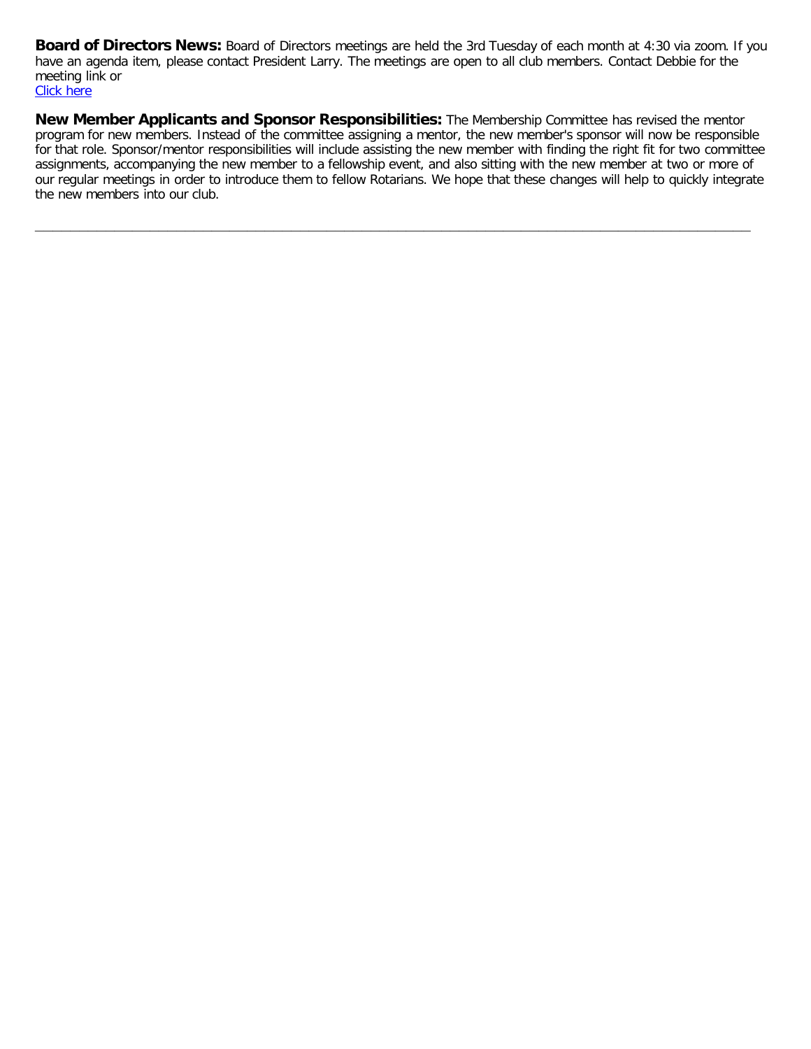**Board of Directors News:** Board of Directors meetings are held the 3rd Tuesday of each month at 4:30 via zoom. If you have an agenda item, please contact President Larry. The meetings are open to all club members. Contact Debbie for the meeting link or
Click here

**New Member Applicants and Sponsor Responsibilities:** The Membership Committee has revised the mentor program for new members. Instead of the committee assigning a mentor, the new member's sponsor will now be responsible for that role. Sponsor/mentor responsibilities will include assisting the new member with finding the right fit for two committee assignments, accompanying the new member to a fellowship event, and also sitting with the new member at two or more of our regular meetings in order to introduce them to fellow Rotarians. We hope that these changes will help to quickly integrate the new members into our club.

---